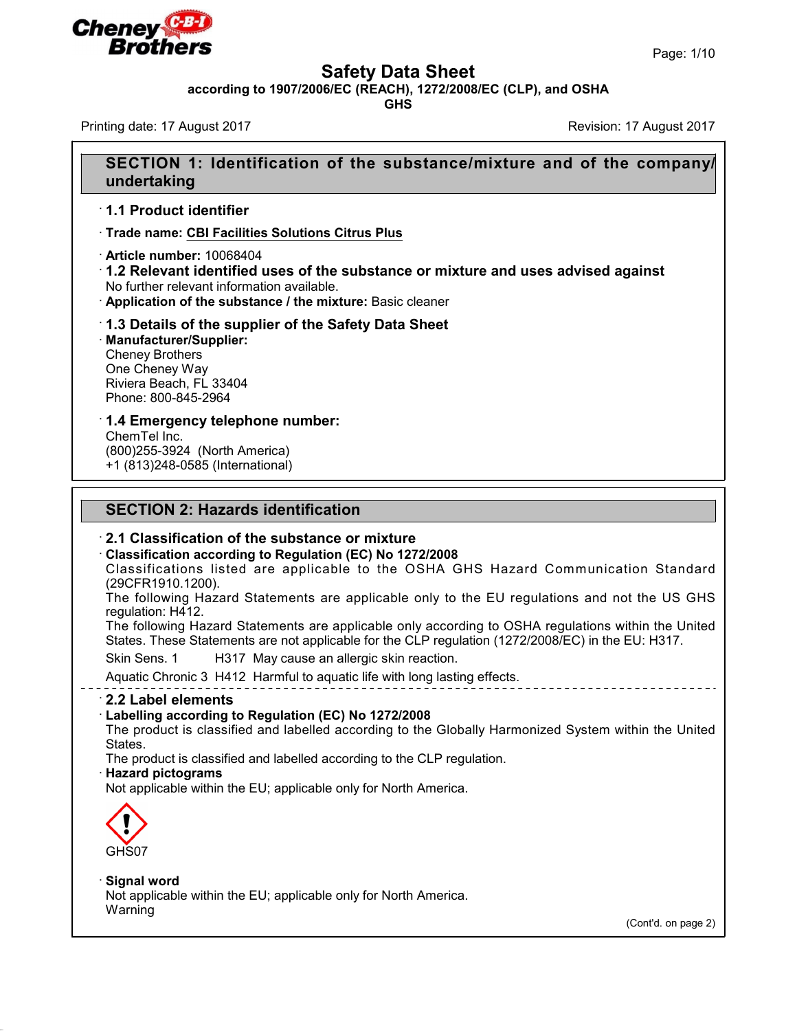# Safety Data Sheet

**according to 1907/2006/EC (REACH), 1272/2008/EC (CLP), and OSHA GHS**

Printing date: 17 August 2017 | Revision: 17 August 2017

## SECTION 1: Identification of the substance/mixture and of the company/undertaking

### · 1.1 Product identifier

· **Trade name:** **CBI Facilities Solutions Citrus Plus**

· **Article number:** 10068404

### · 1.2 Relevant identified uses of the substance or mixture and uses advised against

No further relevant information available.

· **Application of the substance / the mixture:** Basic cleaner

### · 1.3 Details of the supplier of the Safety Data Sheet

· **Manufacturer/Supplier:**
Cheney Brothers
One Cheney Way
Riviera Beach, FL 33404
Phone: 800-845-2964

### · 1.4 Emergency telephone number:

ChemTel Inc.
(800)255-3924 (North America)
+1 (813)248-0585 (International)

## SECTION 2: Hazards identification

### · 2.1 Classification of the substance or mixture

· **Classification according to Regulation (EC) No 1272/2008**

Classifications listed are applicable to the OSHA GHS Hazard Communication Standard (29CFR1910.1200).

The following Hazard Statements are applicable only to the EU regulations and not the US GHS regulation: H412.

The following Hazard Statements are applicable only according to OSHA regulations within the United States. These Statements are not applicable for the CLP regulation (1272/2008/EC) in the EU: H317.

Skin Sens. 1 H317 May cause an allergic skin reaction.

Aquatic Chronic 3 H412 Harmful to aquatic life with long lasting effects.

### · 2.2 Label elements

· **Labelling according to Regulation (EC) No 1272/2008**

The product is classified and labelled according to the Globally Harmonized System within the United States.

The product is classified and labelled according to the CLP regulation.

· **Hazard pictograms**

Not applicable within the EU; applicable only for North America.

GHS07

· **Signal word**

Not applicable within the EU; applicable only for North America.

Warning

(Cont'd. on page 2)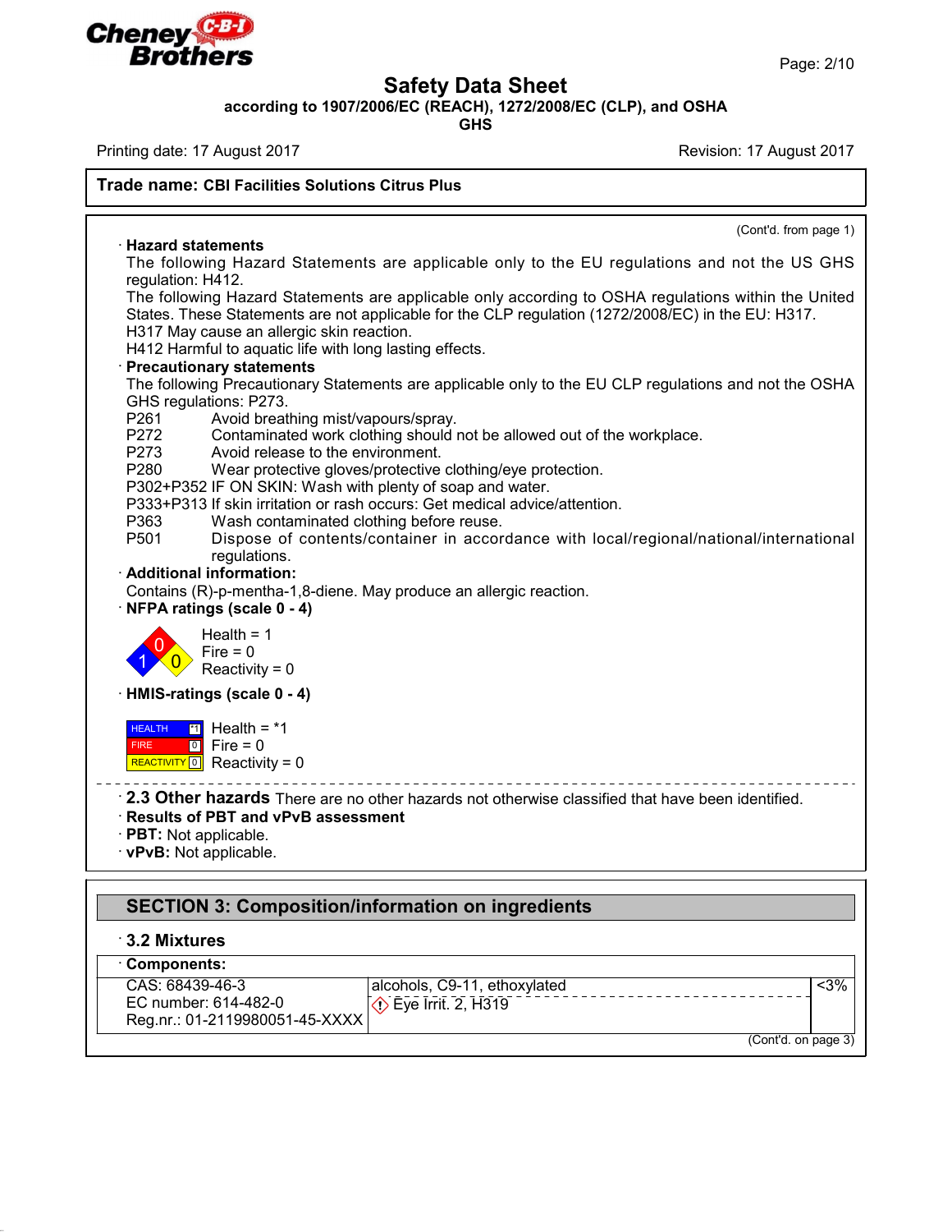**Trade name: CBI Facilities Solutions Citrus Plus**

(Cont'd. from page 1)

· **Hazard statements**

The following Hazard Statements are applicable only to the EU regulations and not the US GHS regulation: H412.

The following Hazard Statements are applicable only according to OSHA regulations within the United States. These Statements are not applicable for the CLP regulation (1272/2008/EC) in the EU: H317.

H317 May cause an allergic skin reaction.

H412 Harmful to aquatic life with long lasting effects.

· **Precautionary statements**

The following Precautionary Statements are applicable only to the EU CLP regulations and not the OSHA GHS regulations: P273.

P261 Avoid breathing mist/vapours/spray.

P272 Contaminated work clothing should not be allowed out of the workplace.

P273 Avoid release to the environment.

P280 Wear protective gloves/protective clothing/eye protection.

P302+P352 IF ON SKIN: Wash with plenty of soap and water.

P333+P313 If skin irritation or rash occurs: Get medical advice/attention.

P363 Wash contaminated clothing before reuse.

P501 Dispose of contents/container in accordance with local/regional/national/international regulations.

· **Additional information:**

Contains (R)-p-mentha-1,8-diene. May produce an allergic reaction.

· **NFPA ratings (scale 0 - 4)**

Health = 1
Fire = 0
Reactivity = 0

· **HMIS-ratings (scale 0 - 4)**

| | | |
|---|---|---|
| HEALTH | *1 | Health = *1 |
| FIRE | 0 | Fire = 0 |
| REACTIVITY | 0 | Reactivity = 0 |

· **2.3 Other hazards** There are no other hazards not otherwise classified that have been identified.

· **Results of PBT and vPvB assessment**

· **PBT:** Not applicable.

· **vPvB:** Not applicable.

## SECTION 3: Composition/information on ingredients

### · 3.2 Mixtures

· **Components:**

| | | |
|---|---|---|
| CAS: 68439-46-3<br>EC number: 614-482-0<br>Reg.nr.: 01-2119980051-45-XXXX | alcohols, C9-11, ethoxylated<br>Eye Irrit. 2, H319 | <3% |

(Cont'd. on page 3)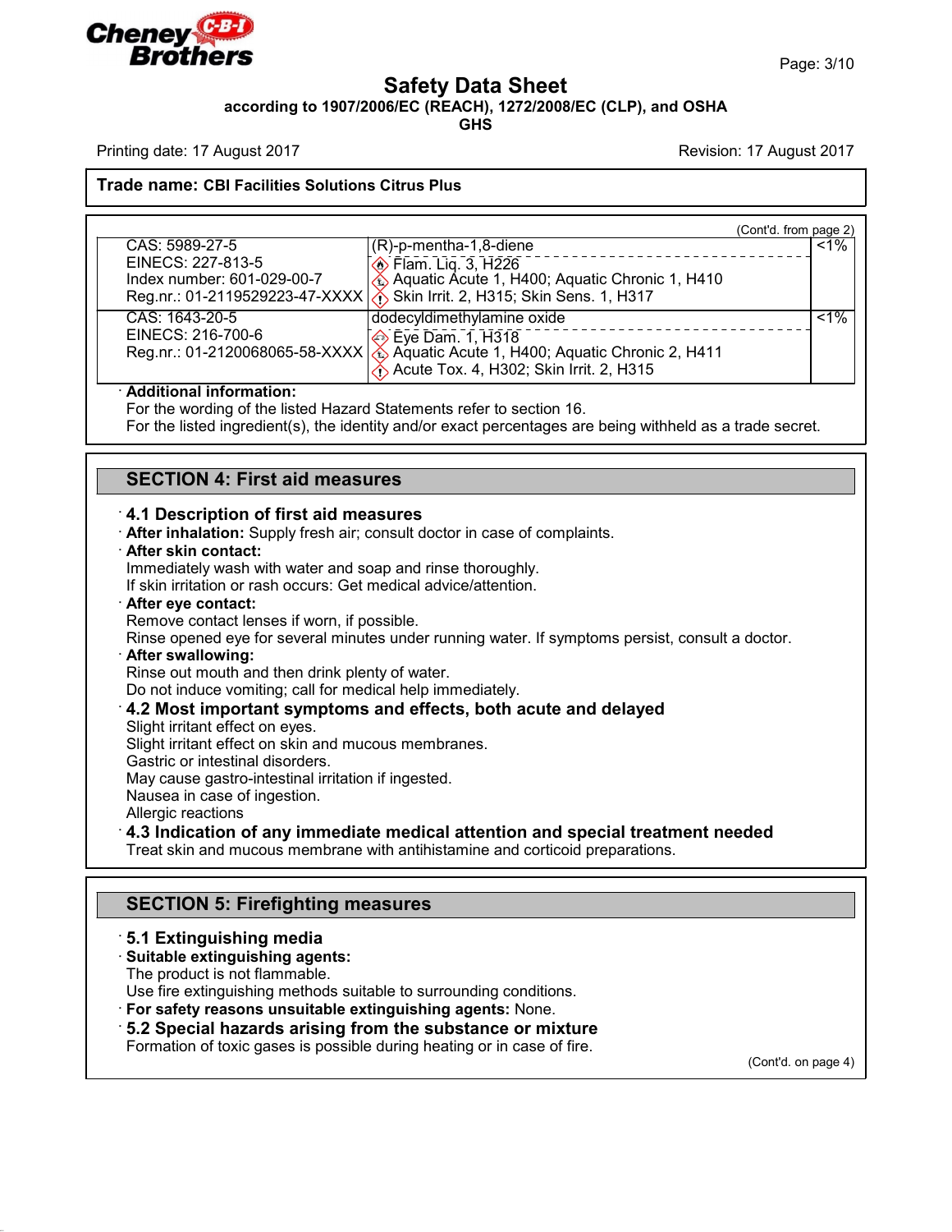# Safety Data Sheet

**according to 1907/2006/EC (REACH), 1272/2008/EC (CLP), and OSHA GHS**

Printing date: 17 August 2017 | Revision: 17 August 2017

**Trade name: CBI Facilities Solutions Citrus Plus**

(Cont'd. from page 2)

| Identifiers | Ingredient / Classification | % |
|---|---|---|
| CAS: 5989-27-5<br>EINECS: 227-813-5<br>Index number: 601-029-00-7<br>Reg.nr.: 01-2119529223-47-XXXX | (R)-p-mentha-1,8-diene<br>Flam. Liq. 3, H226<br>Aquatic Acute 1, H400; Aquatic Chronic 1, H410<br>Skin Irrit. 2, H315; Skin Sens. 1, H317 | <1% |
| CAS: 1643-20-5<br>EINECS: 216-700-6<br>Reg.nr.: 01-2120068065-58-XXXX | dodecyldimethylamine oxide<br>Eye Dam. 1, H318<br>Aquatic Acute 1, H400; Aquatic Chronic 2, H411<br>Acute Tox. 4, H302; Skin Irrit. 2, H315 | <1% |

· **Additional information:**
For the wording of the listed Hazard Statements refer to section 16.
For the listed ingredient(s), the identity and/or exact percentages are being withheld as a trade secret.

## SECTION 4: First aid measures

### · 4.1 Description of first aid measures

· **After inhalation:** Supply fresh air; consult doctor in case of complaints.

· **After skin contact:**
Immediately wash with water and soap and rinse thoroughly.
If skin irritation or rash occurs: Get medical advice/attention.

· **After eye contact:**
Remove contact lenses if worn, if possible.
Rinse opened eye for several minutes under running water. If symptoms persist, consult a doctor.

· **After swallowing:**
Rinse out mouth and then drink plenty of water.
Do not induce vomiting; call for medical help immediately.

### · 4.2 Most important symptoms and effects, both acute and delayed

Slight irritant effect on eyes.
Slight irritant effect on skin and mucous membranes.
Gastric or intestinal disorders.
May cause gastro-intestinal irritation if ingested.
Nausea in case of ingestion.
Allergic reactions

### · 4.3 Indication of any immediate medical attention and special treatment needed

Treat skin and mucous membrane with antihistamine and corticoid preparations.

## SECTION 5: Firefighting measures

### · 5.1 Extinguishing media

· **Suitable extinguishing agents:**
The product is not flammable.
Use fire extinguishing methods suitable to surrounding conditions.

· **For safety reasons unsuitable extinguishing agents:** None.

### · 5.2 Special hazards arising from the substance or mixture

Formation of toxic gases is possible during heating or in case of fire.

(Cont'd. on page 4)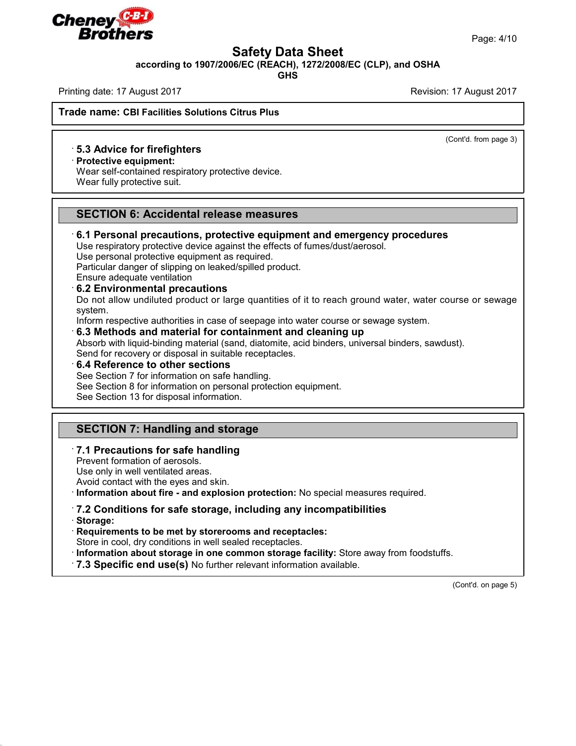**Trade name: CBI Facilities Solutions Citrus Plus**

(Cont'd. from page 3)

· **5.3 Advice for firefighters**

· **Protective equipment:**

Wear self-contained respiratory protective device.
Wear fully protective suit.

## SECTION 6: Accidental release measures

· **6.1 Personal precautions, protective equipment and emergency procedures**

Use respiratory protective device against the effects of fumes/dust/aerosol.
Use personal protective equipment as required.
Particular danger of slipping on leaked/spilled product.
Ensure adequate ventilation

· **6.2 Environmental precautions**

Do not allow undiluted product or large quantities of it to reach ground water, water course or sewage system.
Inform respective authorities in case of seepage into water course or sewage system.

· **6.3 Methods and material for containment and cleaning up**

Absorb with liquid-binding material (sand, diatomite, acid binders, universal binders, sawdust).
Send for recovery or disposal in suitable receptacles.

· **6.4 Reference to other sections**

See Section 7 for information on safe handling.
See Section 8 for information on personal protection equipment.
See Section 13 for disposal information.

## SECTION 7: Handling and storage

· **7.1 Precautions for safe handling**

Prevent formation of aerosols.
Use only in well ventilated areas.
Avoid contact with the eyes and skin.

· **Information about fire - and explosion protection:** No special measures required.

· **7.2 Conditions for safe storage, including any incompatibilities**

· **Storage:**

· **Requirements to be met by storerooms and receptacles:**

Store in cool, dry conditions in well sealed receptacles.

· **Information about storage in one common storage facility:** Store away from foodstuffs.

· **7.3 Specific end use(s)** No further relevant information available.

(Cont'd. on page 5)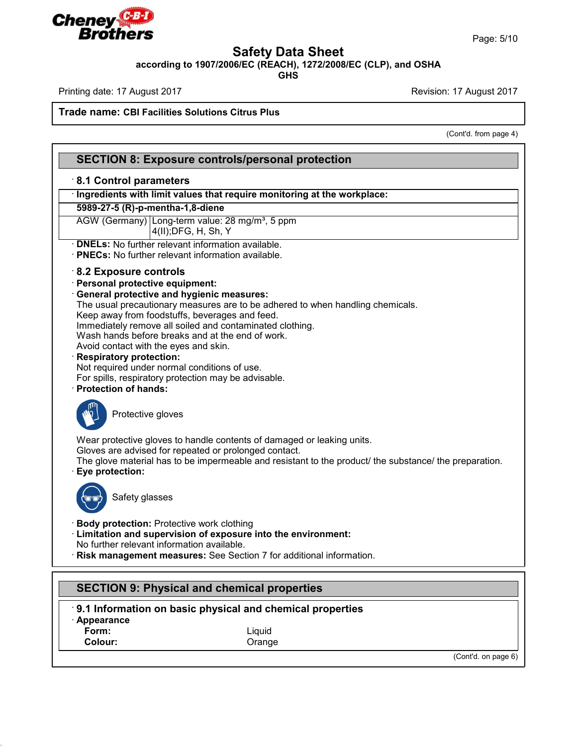Trade name: **CBI Facilities Solutions Citrus Plus**

(Cont'd. from page 4)

## SECTION 8: Exposure controls/personal protection

### · 8.1 Control parameters

| · Ingredients with limit values that require monitoring at the workplace: | |
|---|---|
| **5989-27-5 (R)-p-mentha-1,8-diene** | |
| AGW (Germany) | Long-term value: 28 mg/m³, 5 ppm<br>4(II);DFG, H, Sh, Y |

· **DNELs:** No further relevant information available.
· **PNECs:** No further relevant information available.

### · 8.2 Exposure controls

· **Personal protective equipment:**
· **General protective and hygienic measures:**
The usual precautionary measures are to be adhered to when handling chemicals.
Keep away from foodstuffs, beverages and feed.
Immediately remove all soiled and contaminated clothing.
Wash hands before breaks and at the end of work.
Avoid contact with the eyes and skin.
· **Respiratory protection:**
Not required under normal conditions of use.
For spills, respiratory protection may be advisable.
· **Protection of hands:**

Protective gloves

Wear protective gloves to handle contents of damaged or leaking units.
Gloves are advised for repeated or prolonged contact.
The glove material has to be impermeable and resistant to the product/ the substance/ the preparation.
· **Eye protection:**

Safety glasses

· **Body protection:** Protective work clothing
· **Limitation and supervision of exposure into the environment:**
No further relevant information available.
· **Risk management measures:** See Section 7 for additional information.

## SECTION 9: Physical and chemical properties

### · 9.1 Information on basic physical and chemical properties

· **Appearance**

| | |
|---|---|
| **Form:** | Liquid |
| **Colour:** | Orange |

(Cont'd. on page 6)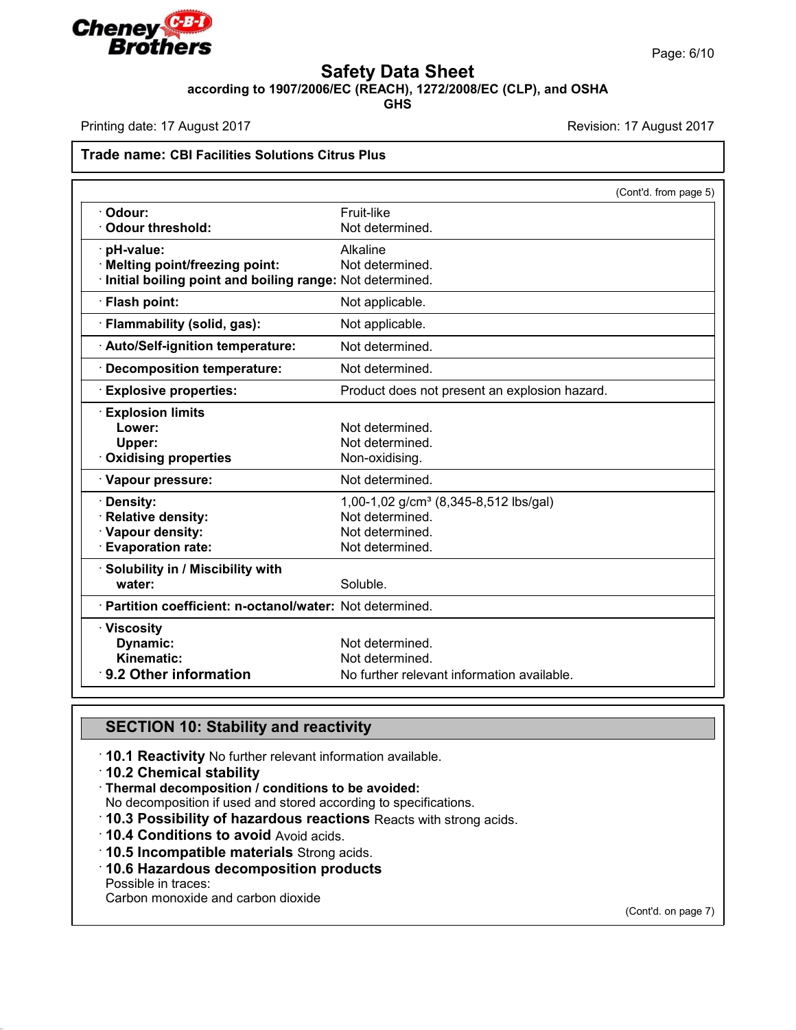# Safety Data Sheet

**according to 1907/2006/EC (REACH), 1272/2008/EC (CLP), and OSHA GHS**

Printing date: 17 August 2017 Revision: 17 August 2017

**Trade name: CBI Facilities Solutions Citrus Plus**

(Cont'd. from page 5)

| Property | Value |
|---|---|
| · **Odour:** | Fruit-like |
| · **Odour threshold:** | Not determined. |
| · **pH-value:** | Alkaline |
| · **Melting point/freezing point:** | Not determined. |
| · **Initial boiling point and boiling range:** | Not determined. |
| · **Flash point:** | Not applicable. |
| · **Flammability (solid, gas):** | Not applicable. |
| · **Auto/Self-ignition temperature:** | Not determined. |
| · **Decomposition temperature:** | Not determined. |
| · **Explosive properties:** | Product does not present an explosion hazard. |
| · **Explosion limits** | |
| **Lower:** | Not determined. |
| **Upper:** | Not determined. |
| · **Oxidising properties** | Non-oxidising. |
| · **Vapour pressure:** | Not determined. |
| · **Density:** | 1,00-1,02 g/cm³ (8,345-8,512 lbs/gal) |
| · **Relative density:** | Not determined. |
| · **Vapour density:** | Not determined. |
| · **Evaporation rate:** | Not determined. |
| · **Solubility in / Miscibility with water:** | Soluble. |
| · **Partition coefficient: n-octanol/water:** | Not determined. |
| · **Viscosity** | |
| **Dynamic:** | Not determined. |
| **Kinematic:** | Not determined. |
| · **9.2 Other information** | No further relevant information available. |

## SECTION 10: Stability and reactivity

· **10.1 Reactivity** No further relevant information available.

· **10.2 Chemical stability**

· **Thermal decomposition / conditions to be avoided:**
No decomposition if used and stored according to specifications.

· **10.3 Possibility of hazardous reactions** Reacts with strong acids.

· **10.4 Conditions to avoid** Avoid acids.

· **10.5 Incompatible materials** Strong acids.

· **10.6 Hazardous decomposition products**
Possible in traces:
Carbon monoxide and carbon dioxide

(Cont'd. on page 7)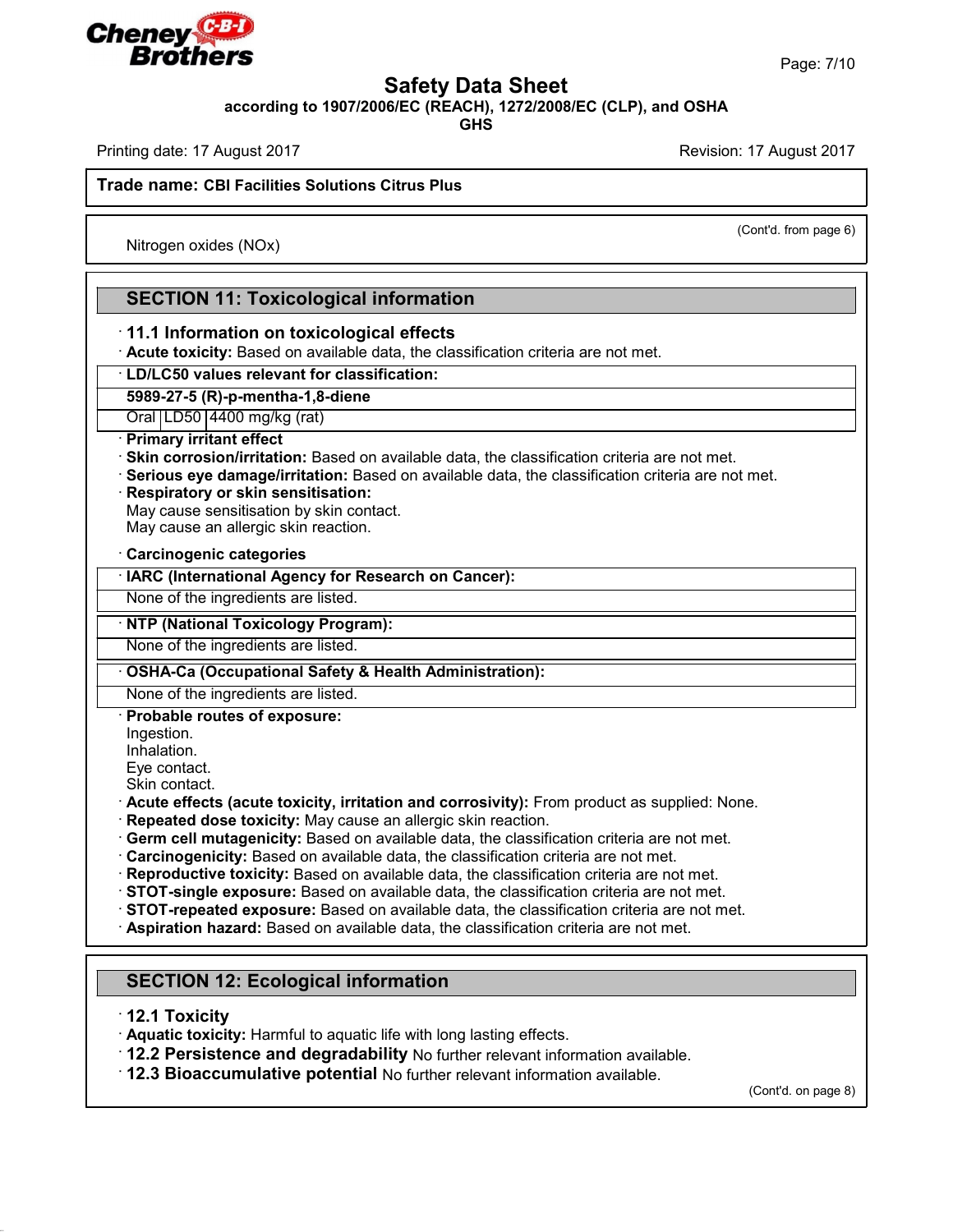Safety Data Sheet
according to 1907/2006/EC (REACH), 1272/2008/EC (CLP), and OSHA GHS

Printing date: 17 August 2017 | Revision: 17 August 2017

**Trade name: CBI Facilities Solutions Citrus Plus**

(Cont'd. from page 6)

Nitrogen oxides (NOx)

## SECTION 11: Toxicological information

· **11.1 Information on toxicological effects**

· **Acute toxicity:** Based on available data, the classification criteria are not met.

| · LD/LC50 values relevant for classification: | | |
|---|---|---|
| **5989-27-5 (R)-p-mentha-1,8-diene** | | |
| Oral | LD50 | 4400 mg/kg (rat) |

· **Primary irritant effect**

· **Skin corrosion/irritation:** Based on available data, the classification criteria are not met.

· **Serious eye damage/irritation:** Based on available data, the classification criteria are not met.

· **Respiratory or skin sensitisation:**
May cause sensitisation by skin contact.
May cause an allergic skin reaction.

· **Carcinogenic categories**

| · IARC (International Agency for Research on Cancer): |
|---|
| None of the ingredients are listed. |

| · NTP (National Toxicology Program): |
|---|
| None of the ingredients are listed. |

| · OSHA-Ca (Occupational Safety & Health Administration): |
|---|
| None of the ingredients are listed. |

· **Probable routes of exposure:**
Ingestion.
Inhalation.
Eye contact.
Skin contact.

· **Acute effects (acute toxicity, irritation and corrosivity):** From product as supplied: None.

· **Repeated dose toxicity:** May cause an allergic skin reaction.

· **Germ cell mutagenicity:** Based on available data, the classification criteria are not met.

· **Carcinogenicity:** Based on available data, the classification criteria are not met.

· **Reproductive toxicity:** Based on available data, the classification criteria are not met.

· **STOT-single exposure:** Based on available data, the classification criteria are not met.

· **STOT-repeated exposure:** Based on available data, the classification criteria are not met.

· **Aspiration hazard:** Based on available data, the classification criteria are not met.

## SECTION 12: Ecological information

· **12.1 Toxicity**

· **Aquatic toxicity:** Harmful to aquatic life with long lasting effects.

· **12.2 Persistence and degradability** No further relevant information available.

· **12.3 Bioaccumulative potential** No further relevant information available.

(Cont'd. on page 8)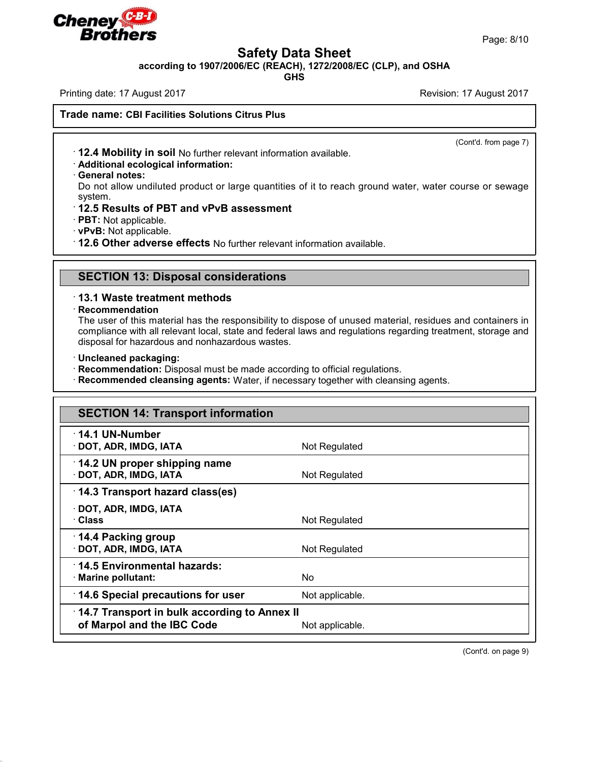**Safety Data Sheet**
**according to 1907/2006/EC (REACH), 1272/2008/EC (CLP), and OSHA GHS**

Printing date: 17 August 2017 | Revision: 17 August 2017

**Trade name: CBI Facilities Solutions Citrus Plus**

(Cont'd. from page 7)

· **12.4 Mobility in soil** No further relevant information available.

· **Additional ecological information:**

· **General notes:**

Do not allow undiluted product or large quantities of it to reach ground water, water course or sewage system.

· **12.5 Results of PBT and vPvB assessment**

· **PBT:** Not applicable.

· **vPvB:** Not applicable.

· **12.6 Other adverse effects** No further relevant information available.

## SECTION 13: Disposal considerations

· **13.1 Waste treatment methods**

· **Recommendation**

The user of this material has the responsibility to dispose of unused material, residues and containers in compliance with all relevant local, state and federal laws and regulations regarding treatment, storage and disposal for hazardous and nonhazardous wastes.

· **Uncleaned packaging:**

· **Recommendation:** Disposal must be made according to official regulations.

· **Recommended cleansing agents:** Water, if necessary together with cleansing agents.

## SECTION 14: Transport information

| | |
|---|---|
| · **14.1 UN-Number** | |
| · **DOT, ADR, IMDG, IATA** | Not Regulated |
| · **14.2 UN proper shipping name** | |
| · **DOT, ADR, IMDG, IATA** | Not Regulated |
| · **14.3 Transport hazard class(es)** | |
| · **DOT, ADR, IMDG, IATA** | |
| · **Class** | Not Regulated |
| · **14.4 Packing group** | |
| · **DOT, ADR, IMDG, IATA** | Not Regulated |
| · **14.5 Environmental hazards:** | |
| · **Marine pollutant:** | No |
| · **14.6 Special precautions for user** | Not applicable. |
| · **14.7 Transport in bulk according to Annex II of Marpol and the IBC Code** | Not applicable. |

(Cont'd. on page 9)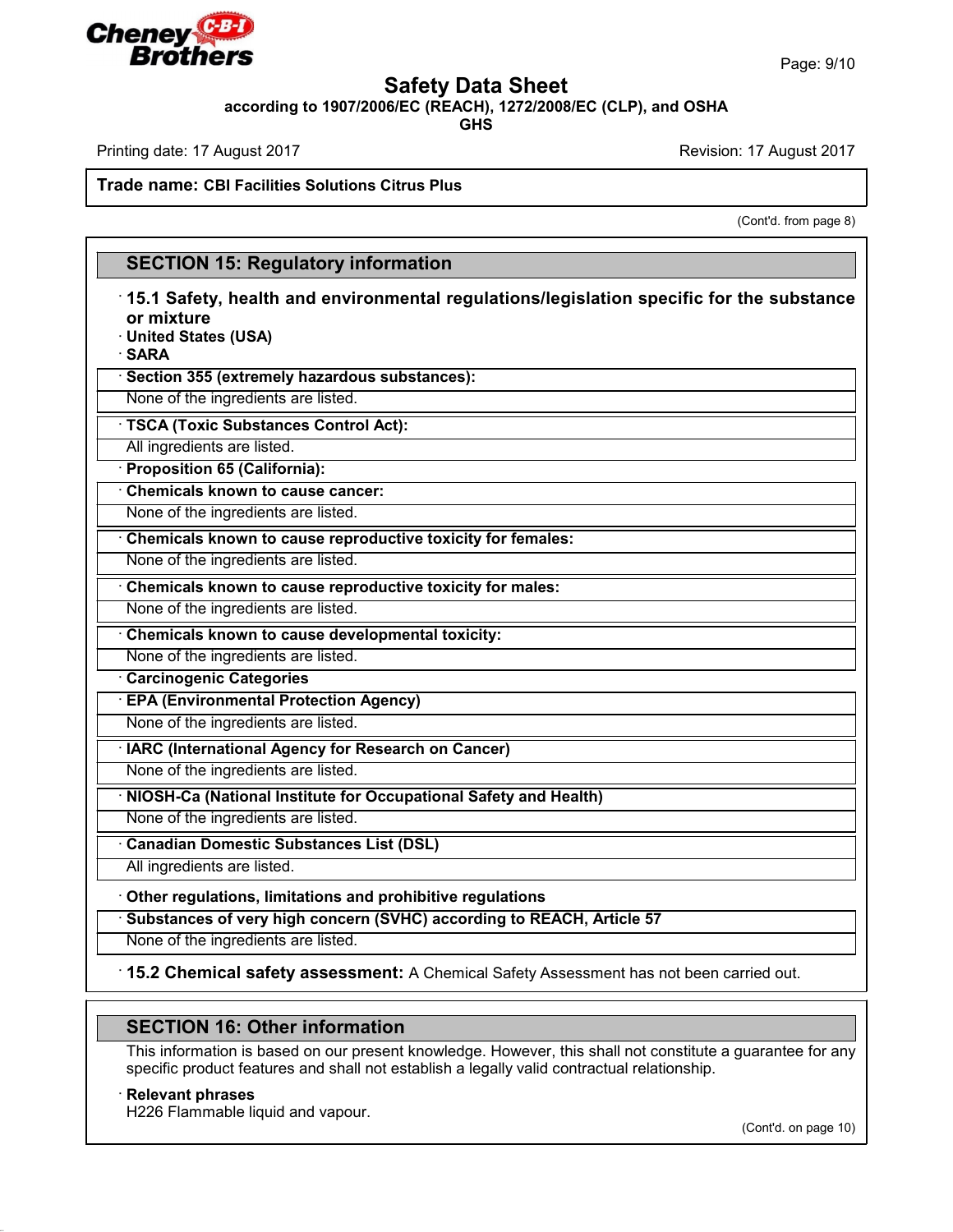**Safety Data Sheet**
**according to 1907/2006/EC (REACH), 1272/2008/EC (CLP), and OSHA GHS**

Printing date: 17 August 2017 Revision: 17 August 2017

**Trade name: CBI Facilities Solutions Citrus Plus**

(Cont'd. from page 8)

## SECTION 15: Regulatory information

· **15.1 Safety, health and environmental regulations/legislation specific for the substance or mixture**
· **United States (USA)**
· **SARA**

· **Section 355 (extremely hazardous substances):**
None of the ingredients are listed.

· **TSCA (Toxic Substances Control Act):**
All ingredients are listed.

· **Proposition 65 (California):**

· **Chemicals known to cause cancer:**
None of the ingredients are listed.

· **Chemicals known to cause reproductive toxicity for females:**
None of the ingredients are listed.

· **Chemicals known to cause reproductive toxicity for males:**
None of the ingredients are listed.

· **Chemicals known to cause developmental toxicity:**
None of the ingredients are listed.

· **Carcinogenic Categories**

· **EPA (Environmental Protection Agency)**
None of the ingredients are listed.

· **IARC (International Agency for Research on Cancer)**
None of the ingredients are listed.

· **NIOSH-Ca (National Institute for Occupational Safety and Health)**
None of the ingredients are listed.

· **Canadian Domestic Substances List (DSL)**
All ingredients are listed.

· **Other regulations, limitations and prohibitive regulations**

· **Substances of very high concern (SVHC) according to REACH, Article 57**
None of the ingredients are listed.

· **15.2 Chemical safety assessment:** A Chemical Safety Assessment has not been carried out.

## SECTION 16: Other information

This information is based on our present knowledge. However, this shall not constitute a guarantee for any specific product features and shall not establish a legally valid contractual relationship.

· **Relevant phrases**
H226 Flammable liquid and vapour.

(Cont'd. on page 10)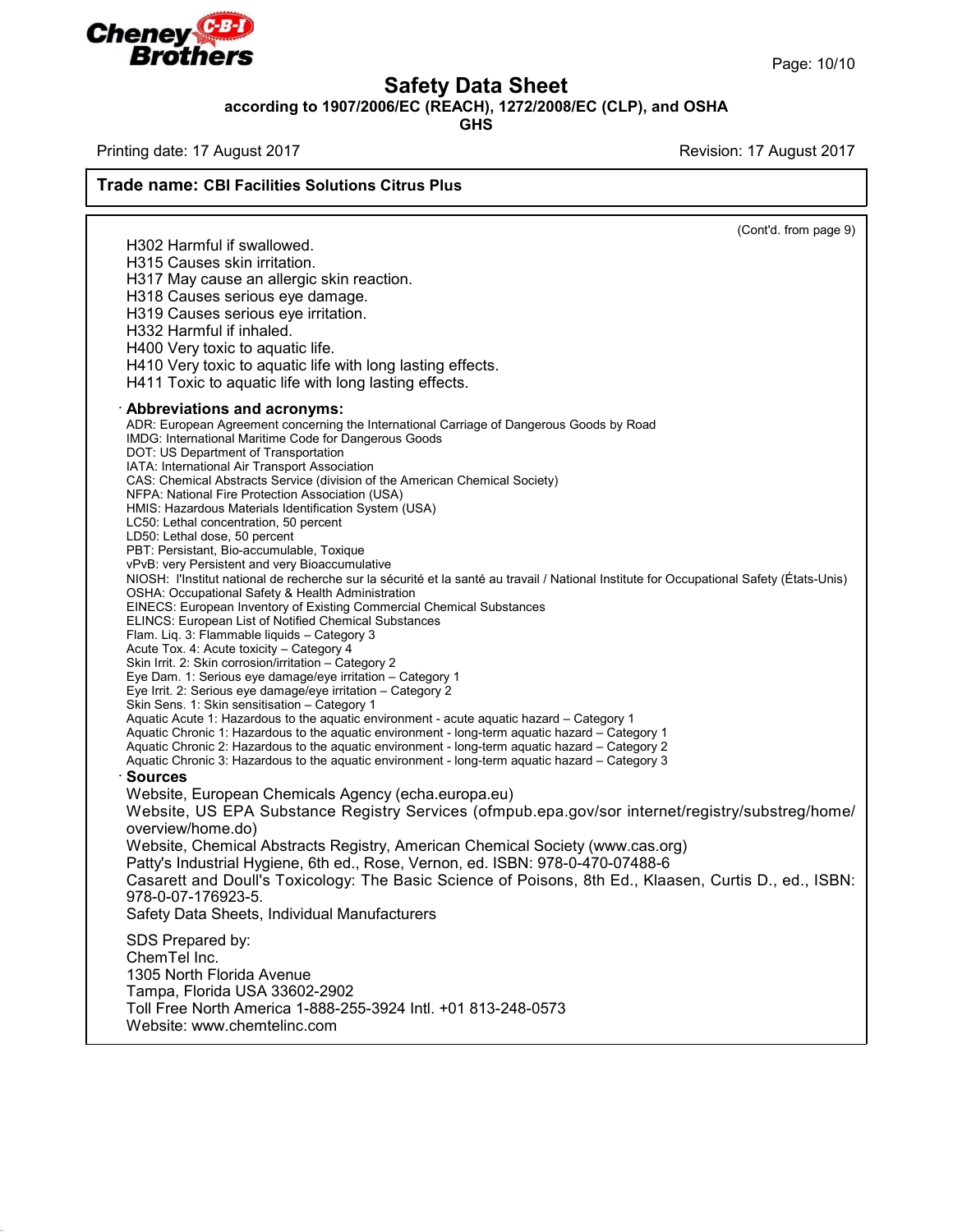(Cont'd. from page 9)

H302 Harmful if swallowed.
H315 Causes skin irritation.
H317 May cause an allergic skin reaction.
H318 Causes serious eye damage.
H319 Causes serious eye irritation.
H332 Harmful if inhaled.
H400 Very toxic to aquatic life.
H410 Very toxic to aquatic life with long lasting effects.
H411 Toxic to aquatic life with long lasting effects.

· **Abbreviations and acronyms:**

ADR: European Agreement concerning the International Carriage of Dangerous Goods by Road
IMDG: International Maritime Code for Dangerous Goods
DOT: US Department of Transportation
IATA: International Air Transport Association
CAS: Chemical Abstracts Service (division of the American Chemical Society)
NFPA: National Fire Protection Association (USA)
HMIS: Hazardous Materials Identification System (USA)
LC50: Lethal concentration, 50 percent
LD50: Lethal dose, 50 percent
PBT: Persistant, Bio-accumulable, Toxique
vPvB: very Persistent and very Bioaccumulative
NIOSH: l'Institut national de recherche sur la sécurité et la santé au travail / National Institute for Occupational Safety (États-Unis)
OSHA: Occupational Safety & Health Administration
EINECS: European Inventory of Existing Commercial Chemical Substances
ELINCS: European List of Notified Chemical Substances
Flam. Liq. 3: Flammable liquids – Category 3
Acute Tox. 4: Acute toxicity – Category 4
Skin Irrit. 2: Skin corrosion/irritation – Category 2
Eye Dam. 1: Serious eye damage/eye irritation – Category 1
Eye Irrit. 2: Serious eye damage/eye irritation – Category 2
Skin Sens. 1: Skin sensitisation – Category 1
Aquatic Acute 1: Hazardous to the aquatic environment - acute aquatic hazard – Category 1
Aquatic Chronic 1: Hazardous to the aquatic environment - long-term aquatic hazard – Category 1
Aquatic Chronic 2: Hazardous to the aquatic environment - long-term aquatic hazard – Category 2
Aquatic Chronic 3: Hazardous to the aquatic environment - long-term aquatic hazard – Category 3

· **Sources**

Website, European Chemicals Agency (echa.europa.eu)
Website, US EPA Substance Registry Services (ofmpub.epa.gov/sor internet/registry/substreg/home/overview/home.do)
Website, Chemical Abstracts Registry, American Chemical Society (www.cas.org)
Patty's Industrial Hygiene, 6th ed., Rose, Vernon, ed. ISBN: 978-0-470-07488-6
Casarett and Doull's Toxicology: The Basic Science of Poisons, 8th Ed., Klaasen, Curtis D., ed., ISBN: 978-0-07-176923-5.
Safety Data Sheets, Individual Manufacturers

SDS Prepared by:
ChemTel Inc.
1305 North Florida Avenue
Tampa, Florida USA 33602-2902
Toll Free North America 1-888-255-3924 Intl. +01 813-248-0573
Website: www.chemtelinc.com